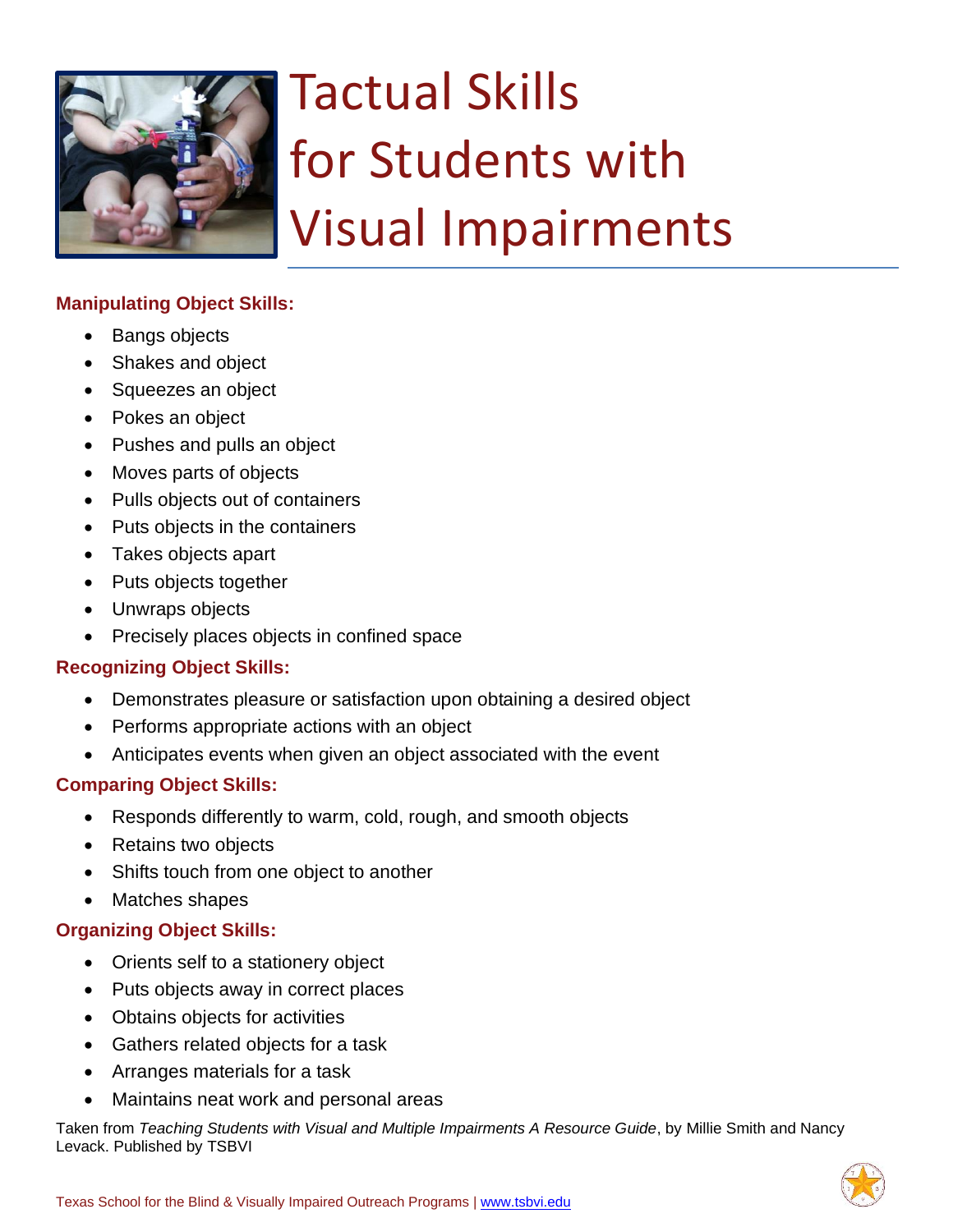# Tactual Skills for Students with Visual Impairments

### Manipulating Object Skills:

- Bangs objects
- Shakes and object
- Squeezes an object
- Pokes an object
- Pushes and pulls an object
- Moves parts of objects
- Pulls objects out of containers
- Puts objects in the containers
- Takes objects apart
- Puts objects together
- Unwraps objects
- Precisely places objects in confined space

### Recognizing Object Skills:

- Demonstrates pleasure or satisfaction upon obtaining a desired object
- Performs appropriate actions with an object
- Anticipates events when given an object associated with the event

### Comparing Object Skills:

- Responds differently to warm, cold, rough, and smooth objects
- Retains two objects
- Shifts touch from one object to another
- Matches shapes

### Organizing Object Skills:

- Orients self to a stationery object
- Puts objects away in correct places
- Obtains objects for activities
- Gathers related objects for a task
- Arranges materials for a task
- Maintains neat work and personal areas

Taken from *Teaching Students with Visual and Multiple Impairments A Resource Guide*, by Millie Smith and Nancy Levack. Published by TSBVI

Texas School for the Blind & Visually Impaired Outreach Programs | www.tsbvi.edu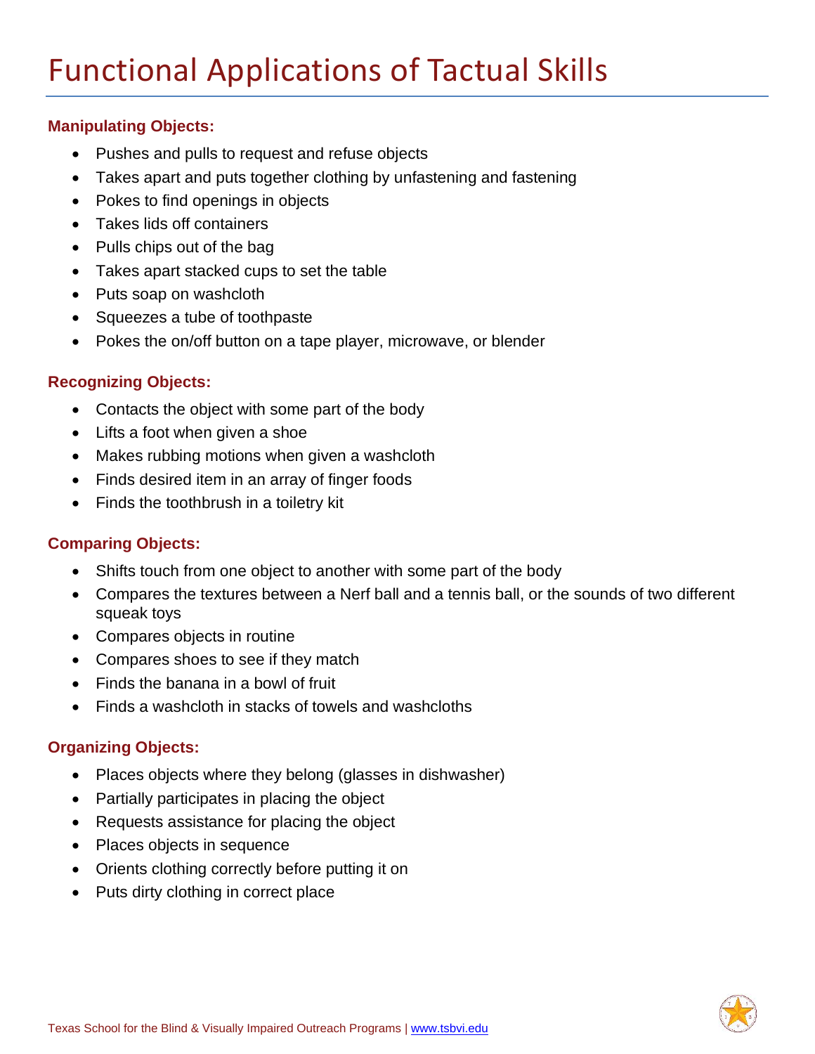# Functional Applications of Tactual Skills

### Manipulating Objects:

- Pushes and pulls to request and refuse objects
- Takes apart and puts together clothing by unfastening and fastening
- Pokes to find openings in objects
- Takes lids off containers
- Pulls chips out of the bag
- Takes apart stacked cups to set the table
- Puts soap on washcloth
- Squeezes a tube of toothpaste
- Pokes the on/off button on a tape player, microwave, or blender

### Recognizing Objects:

- Contacts the object with some part of the body
- Lifts a foot when given a shoe
- Makes rubbing motions when given a washcloth
- Finds desired item in an array of finger foods
- Finds the toothbrush in a toiletry kit

### Comparing Objects:

- Shifts touch from one object to another with some part of the body
- Compares the textures between a Nerf ball and a tennis ball, or the sounds of two different squeak toys
- Compares objects in routine
- Compares shoes to see if they match
- Finds the banana in a bowl of fruit
- Finds a washcloth in stacks of towels and washcloths

### Organizing Objects:

- Places objects where they belong (glasses in dishwasher)
- Partially participates in placing the object
- Requests assistance for placing the object
- Places objects in sequence
- Orients clothing correctly before putting it on
- Puts dirty clothing in correct place